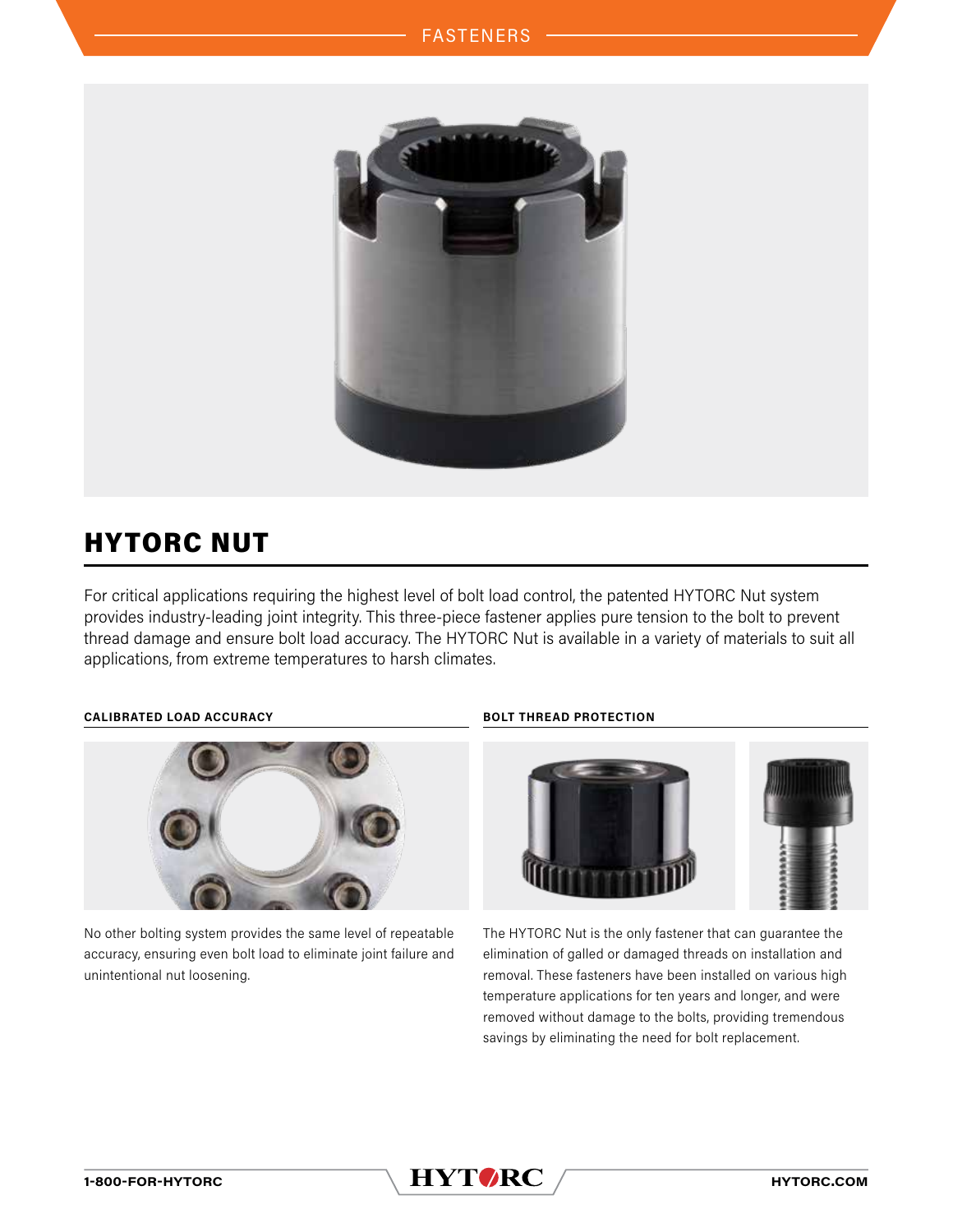# HYTORC NUT

For critical applications requiring the highest level of bolt load control, the patented HYTORC Nut system provides industry-leading joint integrity. This three-piece fastener applies pure tension to the bolt to prevent thread damage and ensure bolt load accuracy. The HYTORC Nut is available in a variety of materials to suit all applications, from extreme temperatures to harsh climates.

#### CALIBRATED LOAD ACCURACY

No other bolting system provides the same level of repeatable accuracy, ensuring even bolt load to eliminate joint failure and unintentional nut loosening.

#### BOLT THREAD PROTECTION

The HYTORC Nut is the only fastener that can guarantee the elimination of galled or damaged threads on installation and removal. These fasteners have been installed on various high temperature applications for ten years and longer, and were removed without damage to the bolts, providing tremendous savings by eliminating the need for bolt replacement.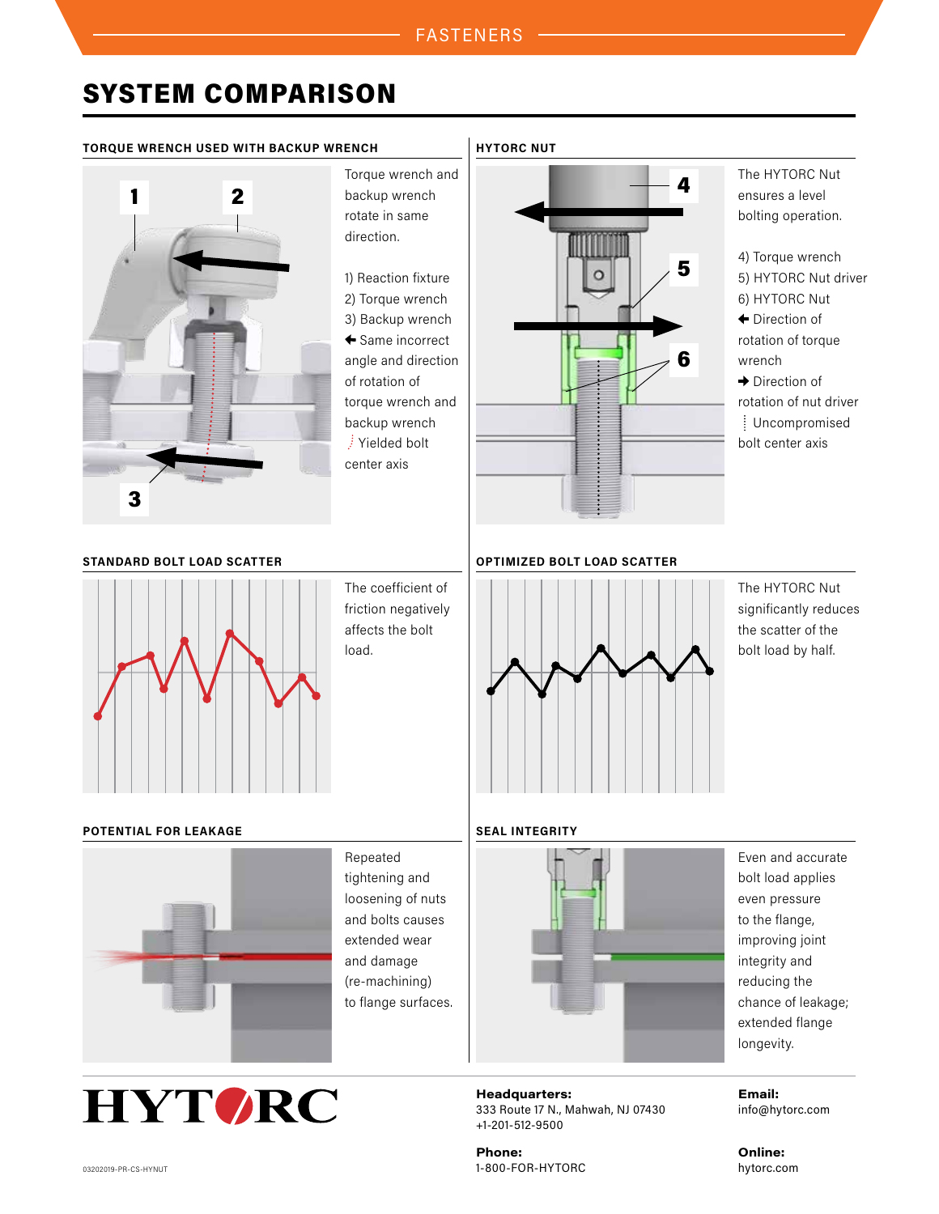FASTENERS

# SYSTEM COMPARISON

## TORQUE WRENCH USED WITH BACKUP WRENCH

1 2 3

Torque wrench and backup wrench rotate in same direction.

1) Reaction fixture
2) Torque wrench
3) Backup wrench

← Same incorrect angle and direction of rotation of torque wrench and backup wrench

⋮ Yielded bolt center axis

## HYTORC NUT

4 5 6

The HYTORC Nut ensures a level bolting operation.

4) Torque wrench
5) HYTORC Nut driver
6) HYTORC Nut

← Direction of rotation of torque wrench

→ Direction of rotation of nut driver

⋮ Uncompromised bolt center axis

## STANDARD BOLT LOAD SCATTER

The coefficient of friction negatively affects the bolt load.

## OPTIMIZED BOLT LOAD SCATTER

The HYTORC Nut significantly reduces the scatter of the bolt load by half.

## POTENTIAL FOR LEAKAGE

Repeated tightening and loosening of nuts and bolts causes extended wear and damage (re-machining) to flange surfaces.

## SEAL INTEGRITY

Even and accurate bolt load applies even pressure to the flange, improving joint integrity and reducing the chance of leakage; extended flange longevity.

HYTORC

**Headquarters:**
333 Route 17 N., Mahwah, NJ 07430
+1-201-512-9500

**Phone:**
1-800-FOR-HYTORC

**Email:**
info@hytorc.com

**Online:**
hytorc.com

03202019-PR-CS-HYNUT